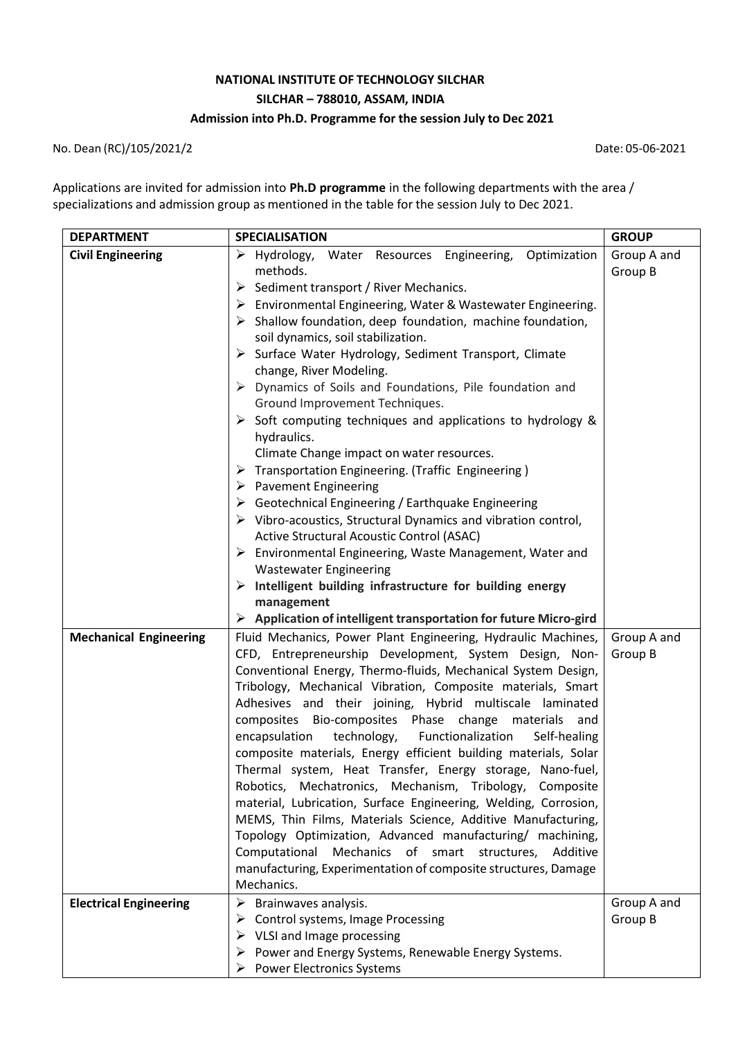**NATIONAL INSTITUTE OF TECHNOLOGY SILCHAR**

**SILCHAR – 788010, ASSAM, INDIA**

**Admission into Ph.D. Programme for the session July to Dec 2021**

No. Dean (RC)/105/2021/2 Date: 05-06-2021

Applications are invited for admission into **Ph.D programme** in the following departments with the area / specializations and admission group as mentioned in the table for the session July to Dec 2021.

| DEPARTMENT | SPECIALISATION | GROUP |
|---|---|---|
| **Civil Engineering** | ➢ Hydrology, Water Resources Engineering, Optimization methods.<br>➢ Sediment transport / River Mechanics.<br>➢ Environmental Engineering, Water & Wastewater Engineering.<br>➢ Shallow foundation, deep foundation, machine foundation, soil dynamics, soil stabilization.<br>➢ Surface Water Hydrology, Sediment Transport, Climate change, River Modeling.<br>➢ Dynamics of Soils and Foundations, Pile foundation and Ground Improvement Techniques.<br>➢ Soft computing techniques and applications to hydrology & hydraulics.<br>Climate Change impact on water resources.<br>➢ Transportation Engineering. (Traffic Engineering )<br>➢ Pavement Engineering<br>➢ Geotechnical Engineering / Earthquake Engineering<br>➢ Vibro-acoustics, Structural Dynamics and vibration control, Active Structural Acoustic Control (ASAC)<br>➢ Environmental Engineering, Waste Management, Water and Wastewater Engineering<br>➢ **Intelligent building infrastructure for building energy management**<br>➢ **Application of intelligent transportation for future Micro-gird** | Group A and Group B |
| **Mechanical Engineering** | Fluid Mechanics, Power Plant Engineering, Hydraulic Machines, CFD, Entrepreneurship Development, System Design, Non-Conventional Energy, Thermo-fluids, Mechanical System Design, Tribology, Mechanical Vibration, Composite materials, Smart Adhesives and their joining, Hybrid multiscale laminated composites Bio-composites Phase change materials and encapsulation technology, Functionalization Self-healing composite materials, Energy efficient building materials, Solar Thermal system, Heat Transfer, Energy storage, Nano-fuel, Robotics, Mechatronics, Mechanism, Tribology, Composite material, Lubrication, Surface Engineering, Welding, Corrosion, MEMS, Thin Films, Materials Science, Additive Manufacturing, Topology Optimization, Advanced manufacturing/ machining, Computational Mechanics of smart structures, Additive manufacturing, Experimentation of composite structures, Damage Mechanics. | Group A and Group B |
| **Electrical Engineering** | ➢ Brainwaves analysis.<br>➢ Control systems, Image Processing<br>➢ VLSI and Image processing<br>➢ Power and Energy Systems, Renewable Energy Systems.<br>➢ Power Electronics Systems | Group A and Group B |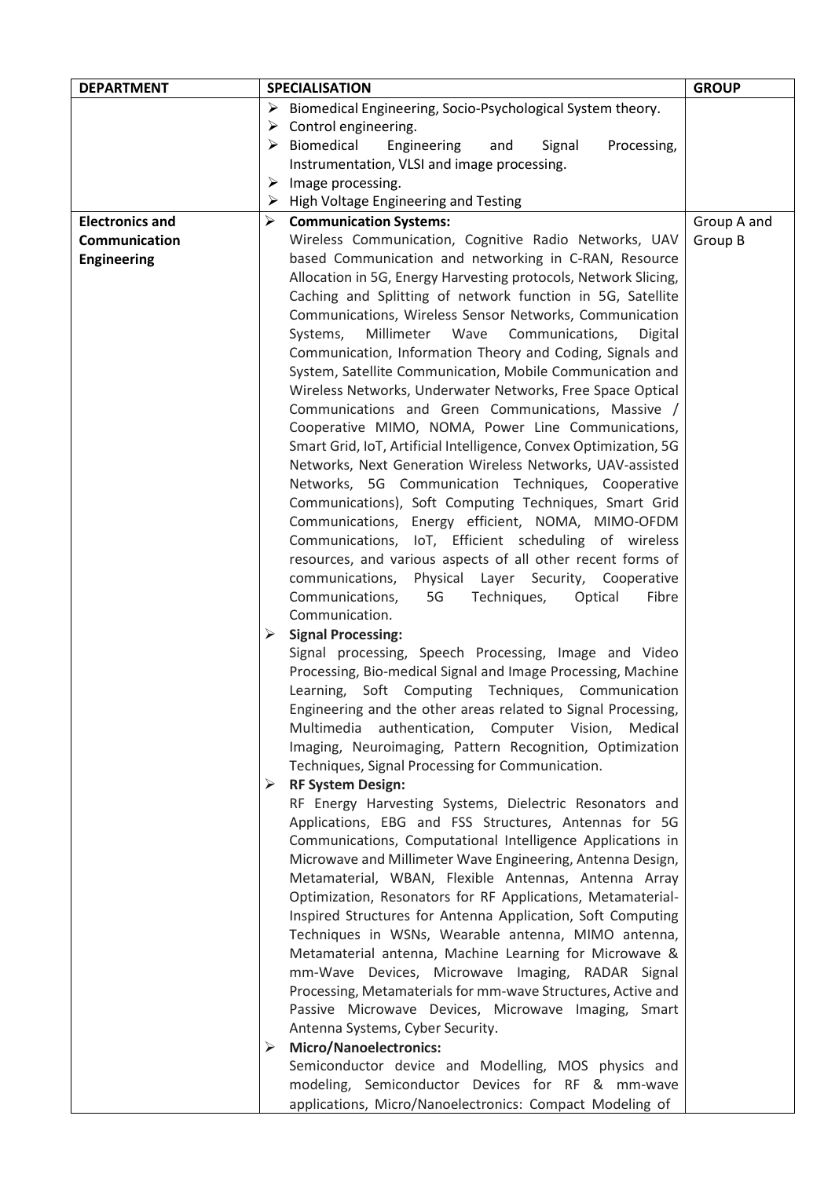| DEPARTMENT | SPECIALISATION | GROUP |
|---|---|---|
| | ➢ Biomedical Engineering, Socio-Psychological System theory.<br>➢ Control engineering.<br>➢ Biomedical Engineering and Signal Processing, Instrumentation, VLSI and image processing.<br>➢ Image processing.<br>➢ High Voltage Engineering and Testing | |
| **Electronics and Communication Engineering** | ➢ **Communication Systems:**<br>Wireless Communication, Cognitive Radio Networks, UAV based Communication and networking in C-RAN, Resource Allocation in 5G, Energy Harvesting protocols, Network Slicing, Caching and Splitting of network function in 5G, Satellite Communications, Wireless Sensor Networks, Communication Systems, Millimeter Wave Communications, Digital Communication, Information Theory and Coding, Signals and System, Satellite Communication, Mobile Communication and Wireless Networks, Underwater Networks, Free Space Optical Communications and Green Communications, Massive / Cooperative MIMO, NOMA, Power Line Communications, Smart Grid, IoT, Artificial Intelligence, Convex Optimization, 5G Networks, Next Generation Wireless Networks, UAV-assisted Networks, 5G Communication Techniques, Cooperative Communications), Soft Computing Techniques, Smart Grid Communications, Energy efficient, NOMA, MIMO-OFDM Communications, IoT, Efficient scheduling of wireless resources, and various aspects of all other recent forms of communications, Physical Layer Security, Cooperative Communications, 5G Techniques, Optical Fibre Communication.<br>➢ **Signal Processing:**<br>Signal processing, Speech Processing, Image and Video Processing, Bio-medical Signal and Image Processing, Machine Learning, Soft Computing Techniques, Communication Engineering and the other areas related to Signal Processing, Multimedia authentication, Computer Vision, Medical Imaging, Neuroimaging, Pattern Recognition, Optimization Techniques, Signal Processing for Communication.<br>➢ **RF System Design:**<br>RF Energy Harvesting Systems, Dielectric Resonators and Applications, EBG and FSS Structures, Antennas for 5G Communications, Computational Intelligence Applications in Microwave and Millimeter Wave Engineering, Antenna Design, Metamaterial, WBAN, Flexible Antennas, Antenna Array Optimization, Resonators for RF Applications, Metamaterial-Inspired Structures for Antenna Application, Soft Computing Techniques in WSNs, Wearable antenna, MIMO antenna, Metamaterial antenna, Machine Learning for Microwave & mm-Wave Devices, Microwave Imaging, RADAR Signal Processing, Metamaterials for mm-wave Structures, Active and Passive Microwave Devices, Microwave Imaging, Smart Antenna Systems, Cyber Security.<br>➢ **Micro/Nanoelectronics:**<br>Semiconductor device and Modelling, MOS physics and modeling, Semiconductor Devices for RF & mm-wave applications, Micro/Nanoelectronics: Compact Modeling of | Group A and Group B |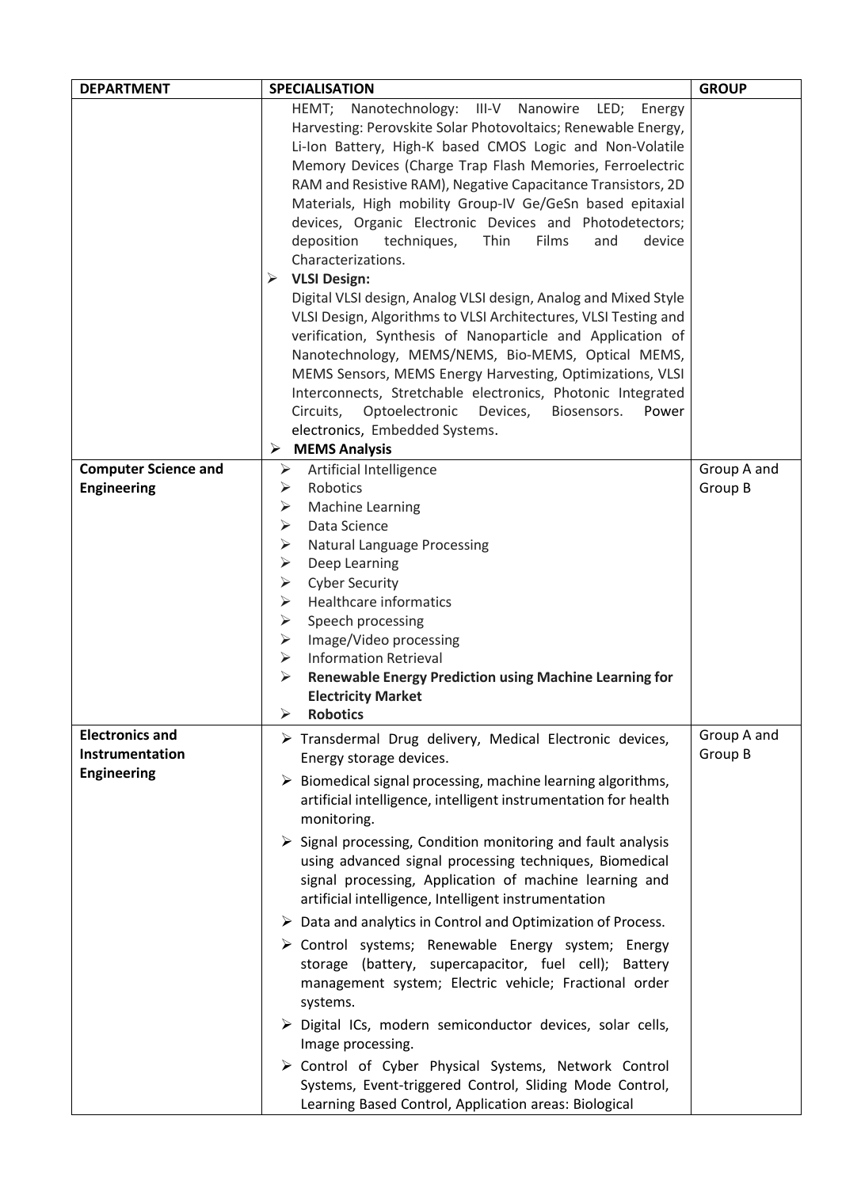| DEPARTMENT | SPECIALISATION | GROUP |
|---|---|---|
| | HEMT; Nanotechnology: III-V Nanowire LED; Energy Harvesting: Perovskite Solar Photovoltaics; Renewable Energy, Li-Ion Battery, High-K based CMOS Logic and Non-Volatile Memory Devices (Charge Trap Flash Memories, Ferroelectric RAM and Resistive RAM), Negative Capacitance Transistors, 2D Materials, High mobility Group-IV Ge/GeSn based epitaxial devices, Organic Electronic Devices and Photodetectors; deposition techniques, Thin Films and device Characterizations.<br>➢ **VLSI Design:**<br>Digital VLSI design, Analog VLSI design, Analog and Mixed Style VLSI Design, Algorithms to VLSI Architectures, VLSI Testing and verification, Synthesis of Nanoparticle and Application of Nanotechnology, MEMS/NEMS, Bio-MEMS, Optical MEMS, MEMS Sensors, MEMS Energy Harvesting, Optimizations, VLSI Interconnects, Stretchable electronics, Photonic Integrated Circuits, Optoelectronic Devices, Biosensors. Power electronics, Embedded Systems.<br>➢ **MEMS Analysis** | |
| **Computer Science and Engineering** | ➢ Artificial Intelligence<br>➢ Robotics<br>➢ Machine Learning<br>➢ Data Science<br>➢ Natural Language Processing<br>➢ Deep Learning<br>➢ Cyber Security<br>➢ Healthcare informatics<br>➢ Speech processing<br>➢ Image/Video processing<br>➢ Information Retrieval<br>➢ **Renewable Energy Prediction using Machine Learning for Electricity Market**<br>➢ **Robotics** | Group A and Group B |
| **Electronics and Instrumentation Engineering** | ➢ Transdermal Drug delivery, Medical Electronic devices, Energy storage devices.<br>➢ Biomedical signal processing, machine learning algorithms, artificial intelligence, intelligent instrumentation for health monitoring.<br>➢ Signal processing, Condition monitoring and fault analysis using advanced signal processing techniques, Biomedical signal processing, Application of machine learning and artificial intelligence, Intelligent instrumentation<br>➢ Data and analytics in Control and Optimization of Process.<br>➢ Control systems; Renewable Energy system; Energy storage (battery, supercapacitor, fuel cell); Battery management system; Electric vehicle; Fractional order systems.<br>➢ Digital ICs, modern semiconductor devices, solar cells, Image processing.<br>➢ Control of Cyber Physical Systems, Network Control Systems, Event-triggered Control, Sliding Mode Control, Learning Based Control, Application areas: Biological | Group A and Group B |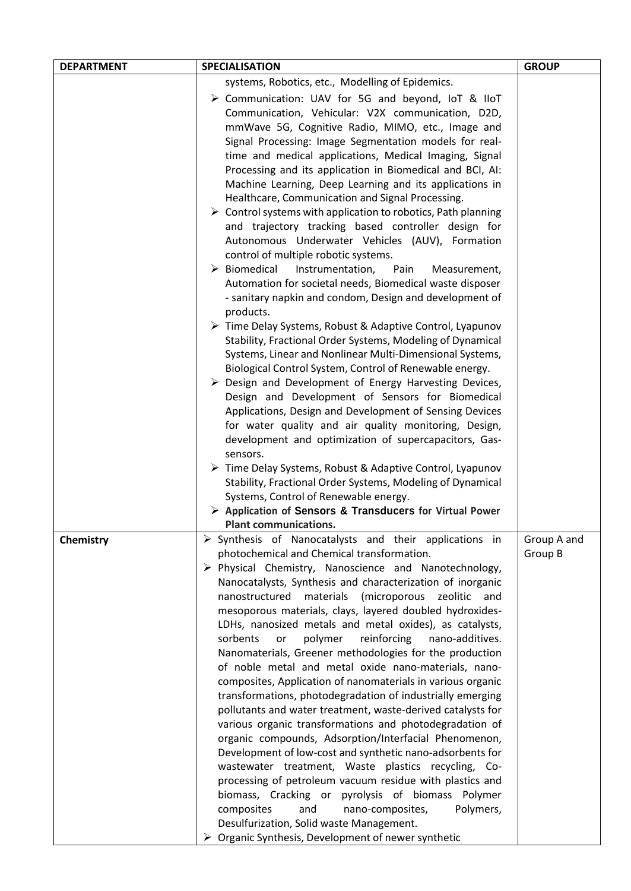| DEPARTMENT | SPECIALISATION | GROUP |
|---|---|---|
| | systems, Robotics, etc., Modelling of Epidemics.<br>➢ Communication: UAV for 5G and beyond, IoT & IIoT Communication, Vehicular: V2X communication, D2D, mmWave 5G, Cognitive Radio, MIMO, etc., Image and Signal Processing: Image Segmentation models for real-time and medical applications, Medical Imaging, Signal Processing and its application in Biomedical and BCI, AI: Machine Learning, Deep Learning and its applications in Healthcare, Communication and Signal Processing.<br>➢ Control systems with application to robotics, Path planning and trajectory tracking based controller design for Autonomous Underwater Vehicles (AUV), Formation control of multiple robotic systems.<br>➢ Biomedical Instrumentation, Pain Measurement, Automation for societal needs, Biomedical waste disposer - sanitary napkin and condom, Design and development of products.<br>➢ Time Delay Systems, Robust & Adaptive Control, Lyapunov Stability, Fractional Order Systems, Modeling of Dynamical Systems, Linear and Nonlinear Multi-Dimensional Systems, Biological Control System, Control of Renewable energy.<br>➢ Design and Development of Energy Harvesting Devices, Design and Development of Sensors for Biomedical Applications, Design and Development of Sensing Devices for water quality and air quality monitoring, Design, development and optimization of supercapacitors, Gas-sensors.<br>➢ Time Delay Systems, Robust & Adaptive Control, Lyapunov Stability, Fractional Order Systems, Modeling of Dynamical Systems, Control of Renewable energy.<br>➢ **Application of Sensors & Transducers for Virtual Power Plant communications.** | |
| **Chemistry** | ➢ Synthesis of Nanocatalysts and their applications in photochemical and Chemical transformation.<br>➢ Physical Chemistry, Nanoscience and Nanotechnology, Nanocatalysts, Synthesis and characterization of inorganic nanostructured materials (microporous zeolitic and mesoporous materials, clays, layered doubled hydroxides-LDHs, nanosized metals and metal oxides), as catalysts, sorbents or polymer reinforcing nano-additives. Nanomaterials, Greener methodologies for the production of noble metal and metal oxide nano-materials, nano-composites, Application of nanomaterials in various organic transformations, photodegradation of industrially emerging pollutants and water treatment, waste-derived catalysts for various organic transformations and photodegradation of organic compounds, Adsorption/Interfacial Phenomenon, Development of low-cost and synthetic nano-adsorbents for wastewater treatment, Waste plastics recycling, Co-processing of petroleum vacuum residue with plastics and biomass, Cracking or pyrolysis of biomass Polymer composites and nano-composites, Polymers, Desulfurization, Solid waste Management.<br>➢ Organic Synthesis, Development of newer synthetic | Group A and Group B |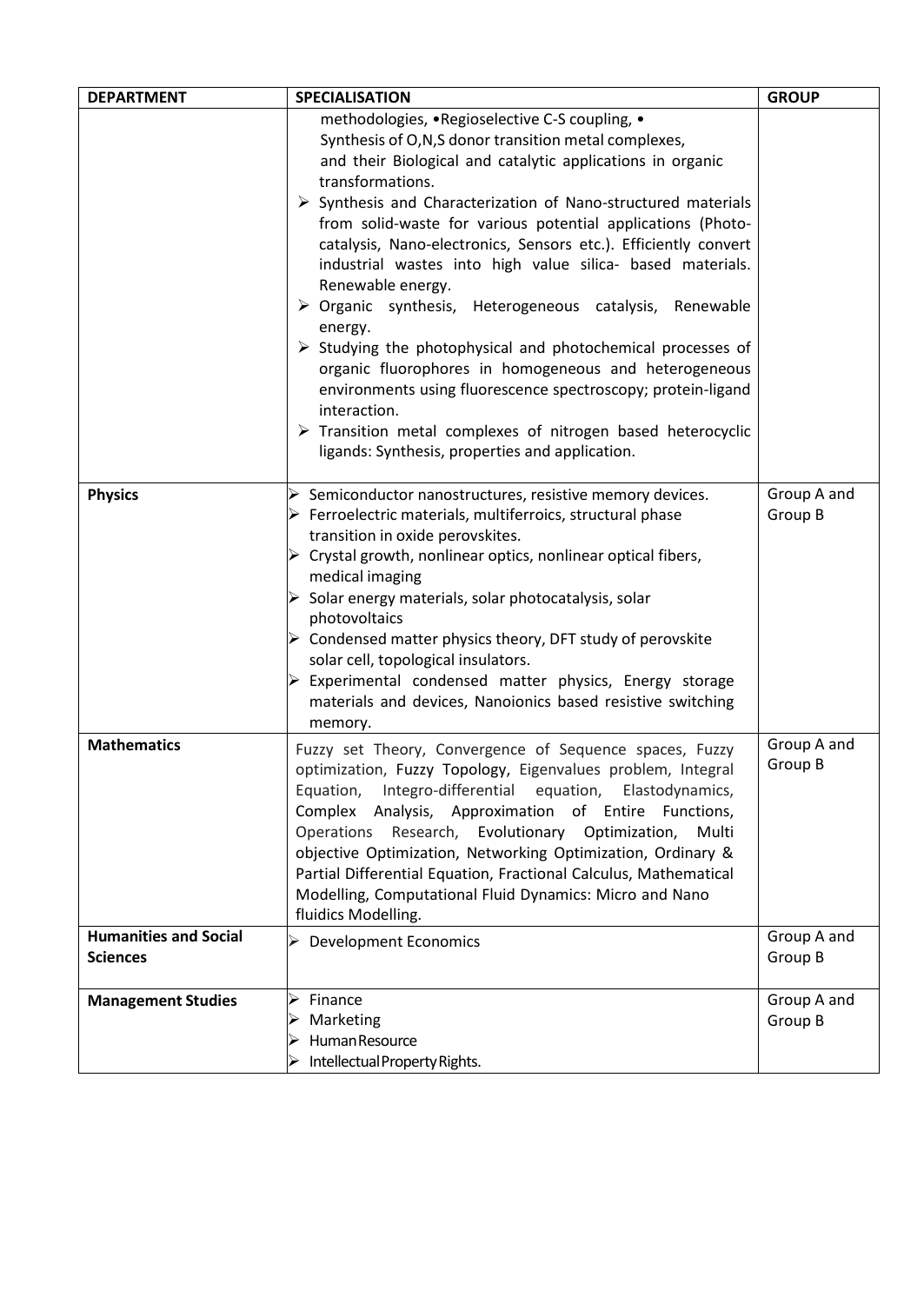| DEPARTMENT | SPECIALISATION | GROUP |
|---|---|---|
| | methodologies, •Regioselective C-S coupling, • Synthesis of O,N,S donor transition metal complexes, and their Biological and catalytic applications in organic transformations.<br>➢ Synthesis and Characterization of Nano-structured materials from solid-waste for various potential applications (Photo-catalysis, Nano-electronics, Sensors etc.). Efficiently convert industrial wastes into high value silica- based materials. Renewable energy.<br>➢ Organic synthesis, Heterogeneous catalysis, Renewable energy.<br>➢ Studying the photophysical and photochemical processes of organic fluorophores in homogeneous and heterogeneous environments using fluorescence spectroscopy; protein-ligand interaction.<br>➢ Transition metal complexes of nitrogen based heterocyclic ligands: Synthesis, properties and application. | |
| **Physics** | ➢ Semiconductor nanostructures, resistive memory devices.<br>➢ Ferroelectric materials, multiferroics, structural phase transition in oxide perovskites.<br>➢ Crystal growth, nonlinear optics, nonlinear optical fibers, medical imaging<br>➢ Solar energy materials, solar photocatalysis, solar photovoltaics<br>➢ Condensed matter physics theory, DFT study of perovskite solar cell, topological insulators.<br>➢ Experimental condensed matter physics, Energy storage materials and devices, Nanoionics based resistive switching memory. | Group A and Group B |
| **Mathematics** | Fuzzy set Theory, Convergence of Sequence spaces, Fuzzy optimization, Fuzzy Topology, Eigenvalues problem, Integral Equation, Integro-differential equation, Elastodynamics, Complex Analysis, Approximation of Entire Functions, Operations Research, Evolutionary Optimization, Multi objective Optimization, Networking Optimization, Ordinary & Partial Differential Equation, Fractional Calculus, Mathematical Modelling, Computational Fluid Dynamics: Micro and Nano fluidics Modelling. | Group A and Group B |
| **Humanities and Social Sciences** | ➢ Development Economics | Group A and Group B |
| **Management Studies** | ➢ Finance<br>➢ Marketing<br>➢ Human Resource<br>➢ Intellectual Property Rights. | Group A and Group B |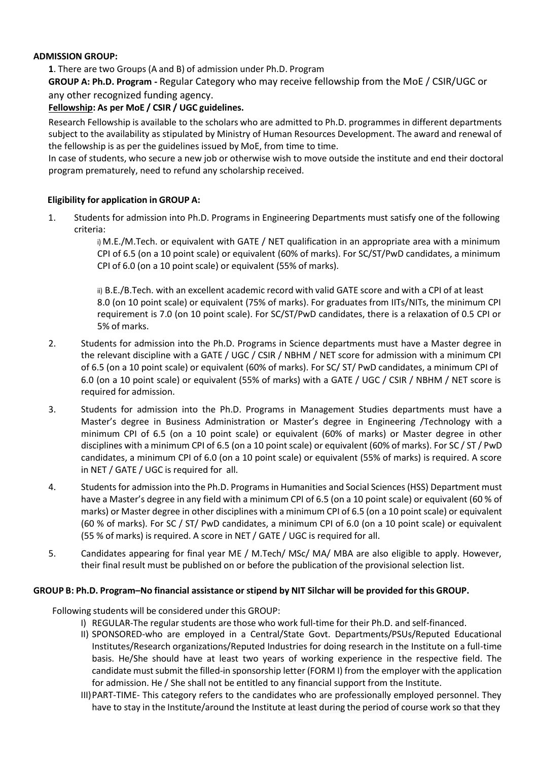**ADMISSION GROUP:**

**1**. There are two Groups (A and B) of admission under Ph.D. Program

**GROUP A: Ph.D. Program -** Regular Category who may receive fellowship from the MoE / CSIR/UGC or any other recognized funding agency.

**Fellowship: As per MoE / CSIR / UGC guidelines.**

Research Fellowship is available to the scholars who are admitted to Ph.D. programmes in different departments subject to the availability as stipulated by Ministry of Human Resources Development. The award and renewal of the fellowship is as per the guidelines issued by MoE, from time to time.

In case of students, who secure a new job or otherwise wish to move outside the institute and end their doctoral program prematurely, need to refund any scholarship received.

**Eligibility for application in GROUP A:**

1. Students for admission into Ph.D. Programs in Engineering Departments must satisfy one of the following criteria:

   i) M.E./M.Tech. or equivalent with GATE / NET qualification in an appropriate area with a minimum CPI of 6.5 (on a 10 point scale) or equivalent (60% of marks). For SC/ST/PwD candidates, a minimum CPI of 6.0 (on a 10 point scale) or equivalent (55% of marks).

   ii) B.E./B.Tech. with an excellent academic record with valid GATE score and with a CPI of at least 8.0 (on 10 point scale) or equivalent (75% of marks). For graduates from IITs/NITs, the minimum CPI requirement is 7.0 (on 10 point scale). For SC/ST/PwD candidates, there is a relaxation of 0.5 CPI or 5% of marks.

2. Students for admission into the Ph.D. Programs in Science departments must have a Master degree in the relevant discipline with a GATE / UGC / CSIR / NBHM / NET score for admission with a minimum CPI of 6.5 (on a 10 point scale) or equivalent (60% of marks). For SC/ ST/ PwD candidates, a minimum CPI of 6.0 (on a 10 point scale) or equivalent (55% of marks) with a GATE / UGC / CSIR / NBHM / NET score is required for admission.

3. Students for admission into the Ph.D. Programs in Management Studies departments must have a Master's degree in Business Administration or Master's degree in Engineering /Technology with a minimum CPI of 6.5 (on a 10 point scale) or equivalent (60% of marks) or Master degree in other disciplines with a minimum CPI of 6.5 (on a 10 point scale) or equivalent (60% of marks). For SC / ST / PwD candidates, a minimum CPI of 6.0 (on a 10 point scale) or equivalent (55% of marks) is required. A score in NET / GATE / UGC is required for all.

4. Students for admission into the Ph.D. Programs in Humanities and Social Sciences (HSS) Department must have a Master's degree in any field with a minimum CPI of 6.5 (on a 10 point scale) or equivalent (60 % of marks) or Master degree in other disciplines with a minimum CPI of 6.5 (on a 10 point scale) or equivalent (60 % of marks). For SC / ST/ PwD candidates, a minimum CPI of 6.0 (on a 10 point scale) or equivalent (55 % of marks) is required. A score in NET / GATE / UGC is required for all.

5. Candidates appearing for final year ME / M.Tech/ MSc/ MA/ MBA are also eligible to apply. However, their final result must be published on or before the publication of the provisional selection list.

**GROUP B: Ph.D. Program–No financial assistance or stipend by NIT Silchar will be provided for this GROUP.**

Following students will be considered under this GROUP:

I) REGULAR-The regular students are those who work full-time for their Ph.D. and self-financed.

II) SPONSORED-who are employed in a Central/State Govt. Departments/PSUs/Reputed Educational Institutes/Research organizations/Reputed Industries for doing research in the Institute on a full-time basis. He/She should have at least two years of working experience in the respective field. The candidate must submit the filled-in sponsorship letter (FORM I) from the employer with the application for admission. He / She shall not be entitled to any financial support from the Institute.

III) PART-TIME- This category refers to the candidates who are professionally employed personnel. They have to stay in the Institute/around the Institute at least during the period of course work so that they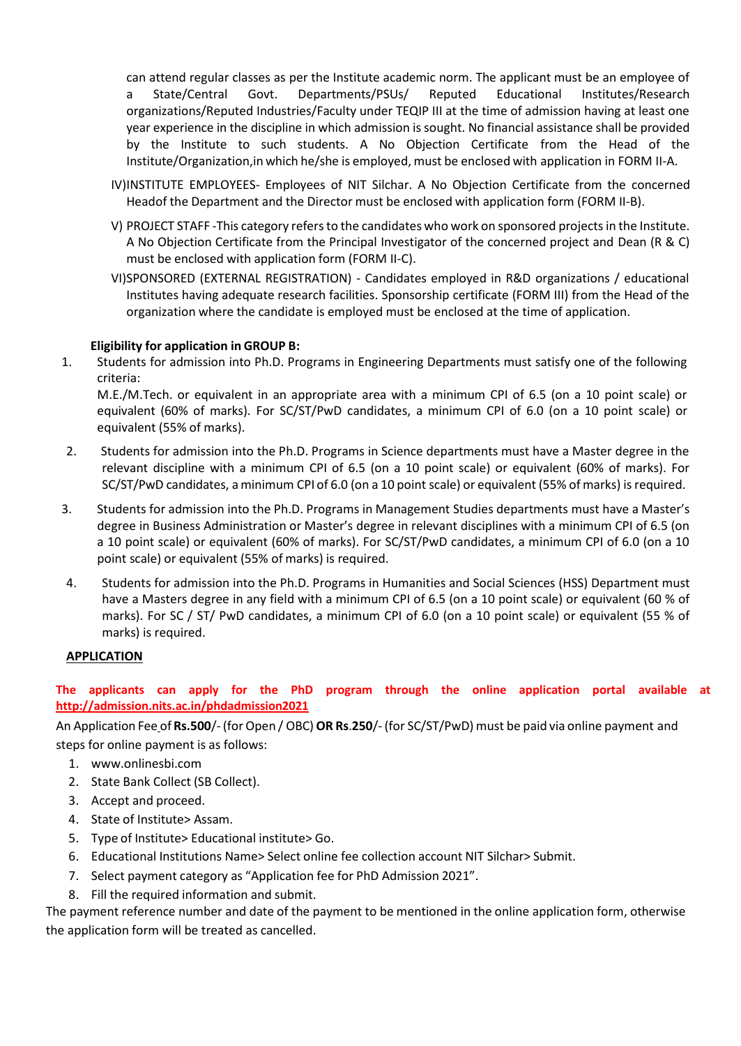can attend regular classes as per the Institute academic norm. The applicant must be an employee of a State/Central Govt. Departments/PSUs/ Reputed Educational Institutes/Research organizations/Reputed Industries/Faculty under TEQIP III at the time of admission having at least one year experience in the discipline in which admission is sought. No financial assistance shall be provided by the Institute to such students. A No Objection Certificate from the Head of the Institute/Organization,in which he/she is employed, must be enclosed with application in FORM II-A.

IV) INSTITUTE EMPLOYEES- Employees of NIT Silchar. A No Objection Certificate from the concerned Headof the Department and the Director must be enclosed with application form (FORM II-B).

V) PROJECT STAFF -This category refers to the candidates who work on sponsored projects in the Institute. A No Objection Certificate from the Principal Investigator of the concerned project and Dean (R & C) must be enclosed with application form (FORM II-C).

VI) SPONSORED (EXTERNAL REGISTRATION) - Candidates employed in R&D organizations / educational Institutes having adequate research facilities. Sponsorship certificate (FORM III) from the Head of the organization where the candidate is employed must be enclosed at the time of application.

**Eligibility for application in GROUP B:**

1. Students for admission into Ph.D. Programs in Engineering Departments must satisfy one of the following criteria:
   M.E./M.Tech. or equivalent in an appropriate area with a minimum CPI of 6.5 (on a 10 point scale) or equivalent (60% of marks). For SC/ST/PwD candidates, a minimum CPI of 6.0 (on a 10 point scale) or equivalent (55% of marks).
2. Students for admission into the Ph.D. Programs in Science departments must have a Master degree in the relevant discipline with a minimum CPI of 6.5 (on a 10 point scale) or equivalent (60% of marks). For SC/ST/PwD candidates, a minimum CPI of 6.0 (on a 10 point scale) or equivalent (55% of marks) is required.
3. Students for admission into the Ph.D. Programs in Management Studies departments must have a Master's degree in Business Administration or Master's degree in relevant disciplines with a minimum CPI of 6.5 (on a 10 point scale) or equivalent (60% of marks). For SC/ST/PwD candidates, a minimum CPI of 6.0 (on a 10 point scale) or equivalent (55% of marks) is required.
4. Students for admission into the Ph.D. Programs in Humanities and Social Sciences (HSS) Department must have a Masters degree in any field with a minimum CPI of 6.5 (on a 10 point scale) or equivalent (60 % of marks). For SC / ST/ PwD candidates, a minimum CPI of 6.0 (on a 10 point scale) or equivalent (55 % of marks) is required.

**APPLICATION**

**The applicants can apply for the PhD program through the online application portal available at http://admission.nits.ac.in/phdadmission2021**

An Application Fee of **Rs.500**/- (for Open / OBC) **OR Rs**.**250**/- (for SC/ST/PwD) must be paid via online payment and steps for online payment is as follows:

1. www.onlinesbi.com
2. State Bank Collect (SB Collect).
3. Accept and proceed.
4. State of Institute> Assam.
5. Type of Institute> Educational institute> Go.
6. Educational Institutions Name> Select online fee collection account NIT Silchar> Submit.
7. Select payment category as "Application fee for PhD Admission 2021".
8. Fill the required information and submit.

The payment reference number and date of the payment to be mentioned in the online application form, otherwise the application form will be treated as cancelled.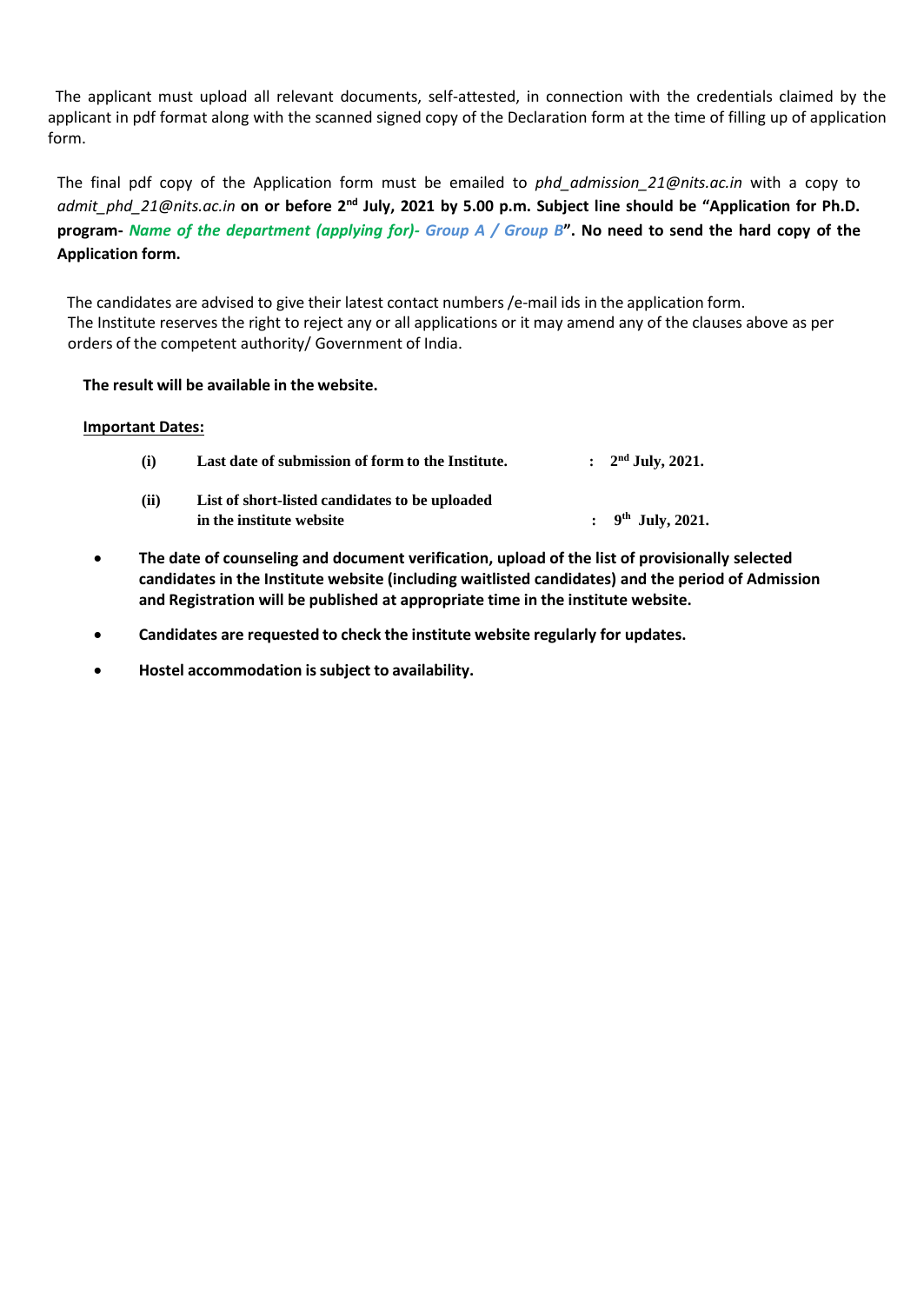The applicant must upload all relevant documents, self-attested, in connection with the credentials claimed by the applicant in pdf format along with the scanned signed copy of the Declaration form at the time of filling up of application form.

The final pdf copy of the Application form must be emailed to *phd_admission_21@nits.ac.in* with a copy to *admit_phd_21@nits.ac.in* **on or before 2nd July, 2021 by 5.00 p.m. Subject line should be "Application for Ph.D. program-** ***Name of the department (applying for)- Group A / Group B*****". No need to send the hard copy of the Application form.**

The candidates are advised to give their latest contact numbers /e-mail ids in the application form.
The Institute reserves the right to reject any or all applications or it may amend any of the clauses above as per orders of the competent authority/ Government of India.

**The result will be available in the website.**

**<u>Important Dates:</u>**

| | | | |
|---|---|---|---|
| **(i)** | **Last date of submission of form to the Institute.** | **:** | **2nd July, 2021.** |
| **(ii)** | **List of short-listed candidates to be uploaded in the institute website** | **:** | **9th July, 2021.** |

- **The date of counseling and document verification, upload of the list of provisionally selected candidates in the Institute website (including waitlisted candidates) and the period of Admission and Registration will be published at appropriate time in the institute website.**
- **Candidates are requested to check the institute website regularly for updates.**
- **Hostel accommodation is subject to availability.**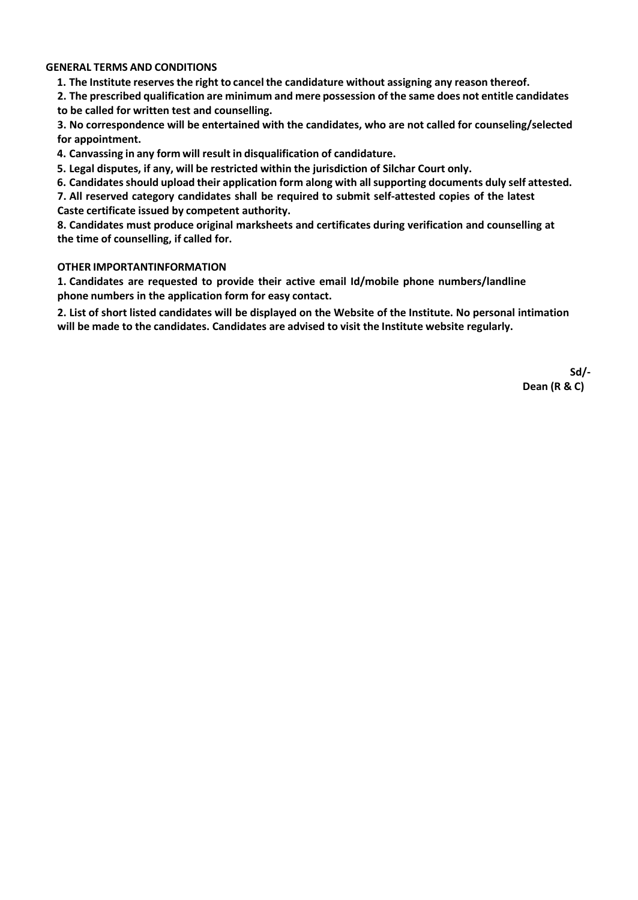**GENERAL TERMS AND CONDITIONS**

1. **The Institute reserves the right to cancel the candidature without assigning any reason thereof.**
2. **The prescribed qualification are minimum and mere possession of the same does not entitle candidates to be called for written test and counselling.**
3. **No correspondence will be entertained with the candidates, who are not called for counseling/selected for appointment.**
4. **Canvassing in any form will result in disqualification of candidature.**
5. **Legal disputes, if any, will be restricted within the jurisdiction of Silchar Court only.**
6. **Candidates should upload their application form along with all supporting documents duly self attested.**
7. **All reserved category candidates shall be required to submit self-attested copies of the latest Caste certificate issued by competent authority.**
8. **Candidates must produce original marksheets and certificates during verification and counselling at the time of counselling, if called for.**

**OTHER IMPORTANTINFORMATION**

1. **Candidates are requested to provide their active email Id/mobile phone numbers/landline phone numbers in the application form for easy contact.**
2. **List of short listed candidates will be displayed on the Website of the Institute. No personal intimation will be made to the candidates. Candidates are advised to visit the Institute website regularly.**

**Sd/-**

**Dean (R & C)**